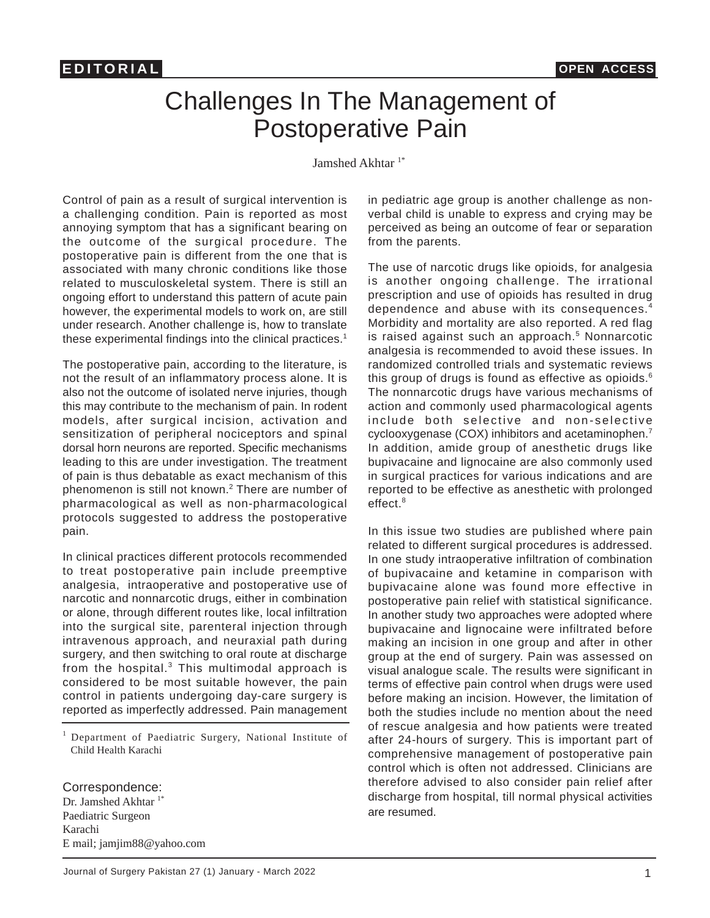EDITORIAL

OPEN ACCESS

# Challenges In The Management of Postoperative Pain

Jamshed Akhtar [1*]

Control of pain as a result of surgical intervention is a challenging condition. Pain is reported as most annoying symptom that has a significant bearing on the outcome of the surgical procedure. The postoperative pain is different from the one that is associated with many chronic conditions like those related to musculoskeletal system. There is still an ongoing effort to understand this pattern of acute pain however, the experimental models to work on, are still under research. Another challenge is, how to translate these experimental findings into the clinical practices.[1]

The postoperative pain, according to the literature, is not the result of an inflammatory process alone. It is also not the outcome of isolated nerve injuries, though this may contribute to the mechanism of pain. In rodent models, after surgical incision, activation and sensitization of peripheral nociceptors and spinal dorsal horn neurons are reported. Specific mechanisms leading to this are under investigation. The treatment of pain is thus debatable as exact mechanism of this phenomenon is still not known.[2] There are number of pharmacological as well as non-pharmacological protocols suggested to address the postoperative pain.

In clinical practices different protocols recommended to treat postoperative pain include preemptive analgesia, intraoperative and postoperative use of narcotic and nonnarcotic drugs, either in combination or alone, through different routes like, local infiltration into the surgical site, parenteral injection through intravenous approach, and neuraxial path during surgery, and then switching to oral route at discharge from the hospital.[3] This multimodal approach is considered to be most suitable however, the pain control in patients undergoing day-care surgery is reported as imperfectly addressed. Pain management in pediatric age group is another challenge as non-verbal child is unable to express and crying may be perceived as being an outcome of fear or separation from the parents.

The use of narcotic drugs like opioids, for analgesia is another ongoing challenge. The irrational prescription and use of opioids has resulted in drug dependence and abuse with its consequences.[4] Morbidity and mortality are also reported. A red flag is raised against such an approach.[5] Nonnarcotic analgesia is recommended to avoid these issues. In randomized controlled trials and systematic reviews this group of drugs is found as effective as opioids.[6] The nonnarcotic drugs have various mechanisms of action and commonly used pharmacological agents include both selective and non-selective cyclooxygenase (COX) inhibitors and acetaminophen.[7] In addition, amide group of anesthetic drugs like bupivacaine and lignocaine are also commonly used in surgical practices for various indications and are reported to be effective as anesthetic with prolonged effect.[8]

In this issue two studies are published where pain related to different surgical procedures is addressed. In one study intraoperative infiltration of combination of bupivacaine and ketamine in comparison with bupivacaine alone was found more effective in postoperative pain relief with statistical significance. In another study two approaches were adopted where bupivacaine and lignocaine were infiltrated before making an incision in one group and after in other group at the end of surgery. Pain was assessed on visual analogue scale. The results were significant in terms of effective pain control when drugs were used before making an incision. However, the limitation of both the studies include no mention about the need of rescue analgesia and how patients were treated after 24-hours of surgery. This is important part of comprehensive management of postoperative pain control which is often not addressed. Clinicians are therefore advised to also consider pain relief after discharge from hospital, till normal physical activities are resumed.

[1] Department of Paediatric Surgery, National Institute of Child Health Karachi

Correspondence:
Dr. Jamshed Akhtar [1*]
Paediatric Surgeon
Karachi
E mail; jamjim88@yahoo.com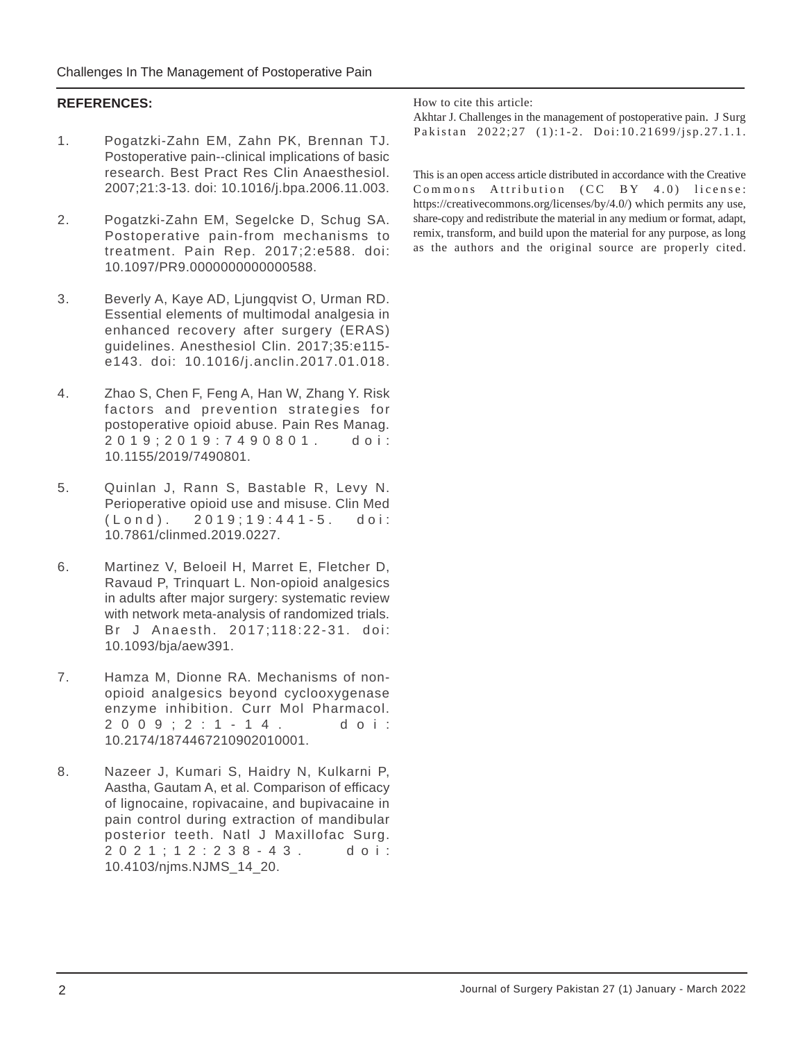## REFERENCES:

1. Pogatzki-Zahn EM, Zahn PK, Brennan TJ. Postoperative pain--clinical implications of basic research. Best Pract Res Clin Anaesthesiol. 2007;21:3-13. doi: 10.1016/j.bpa.2006.11.003.

2. Pogatzki-Zahn EM, Segelcke D, Schug SA. Postoperative pain-from mechanisms to treatment. Pain Rep. 2017;2:e588. doi: 10.1097/PR9.0000000000000588.

3. Beverly A, Kaye AD, Ljungqvist O, Urman RD. Essential elements of multimodal analgesia in enhanced recovery after surgery (ERAS) guidelines. Anesthesiol Clin. 2017;35:e115-e143. doi: 10.1016/j.anclin.2017.01.018.

4. Zhao S, Chen F, Feng A, Han W, Zhang Y. Risk factors and prevention strategies for postoperative opioid abuse. Pain Res Manag. 2019;2019:7490801. doi: 10.1155/2019/7490801.

5. Quinlan J, Rann S, Bastable R, Levy N. Perioperative opioid use and misuse. Clin Med (Lond). 2019;19:441-5. doi: 10.7861/clinmed.2019.0227.

6. Martinez V, Beloeil H, Marret E, Fletcher D, Ravaud P, Trinquart L. Non-opioid analgesics in adults after major surgery: systematic review with network meta-analysis of randomized trials. Br J Anaesth. 2017;118:22-31. doi: 10.1093/bja/aew391.

7. Hamza M, Dionne RA. Mechanisms of non-opioid analgesics beyond cyclooxygenase enzyme inhibition. Curr Mol Pharmacol. 2009;2:1-14. doi: 10.2174/1874467210902010001.

8. Nazeer J, Kumari S, Haidry N, Kulkarni P, Aastha, Gautam A, et al. Comparison of efficacy of lignocaine, ropivacaine, and bupivacaine in pain control during extraction of mandibular posterior teeth. Natl J Maxillofac Surg. 2021;12:238-43. doi: 10.4103/njms.NJMS_14_20.

How to cite this article:
Akhtar J. Challenges in the management of postoperative pain. J Surg Pakistan 2022;27 (1):1-2. Doi:10.21699/jsp.27.1.1.

This is an open access article distributed in accordance with the Creative Commons Attribution (CC BY 4.0) license: https://creativecommons.org/licenses/by/4.0/) which permits any use, share-copy and redistribute the material in any medium or format, adapt, remix, transform, and build upon the material for any purpose, as long as the authors and the original source are properly cited.